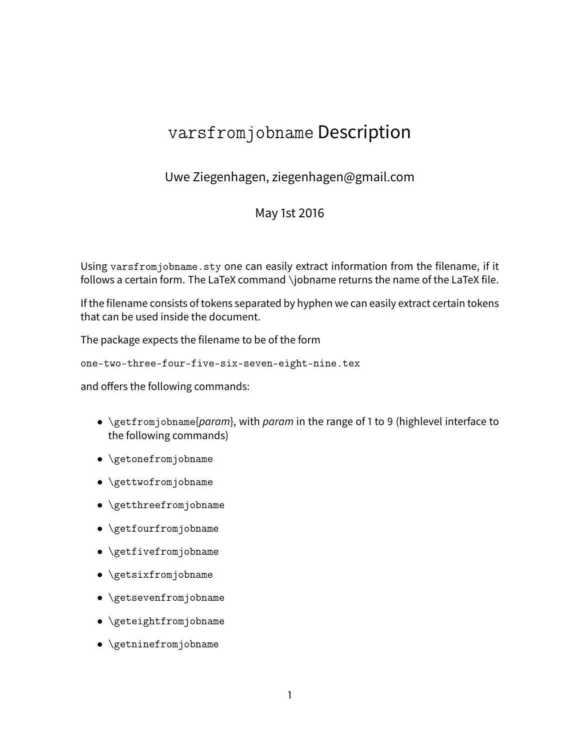# `varsfromjobname` Description

Uwe Ziegenhagen, ziegenhagen@gmail.com

May 1st 2016

Using `varsfromjobname.sty` one can easily extract information from the filename, if it follows a certain form. The LaTeX command \jobname returns the name of the LaTeX file.

If the filename consists of tokens separated by hyphen we can easily extract certain tokens that can be used inside the document.

The package expects the filename to be of the form

`one-two-three-four-five-six-seven-eight-nine.tex`

and offers the following commands:

- `\getfromjobname`{*param*}, with *param* in the range of 1 to 9 (highlevel interface to the following commands)
- `\getonefromjobname`
- `\gettwofromjobname`
- `\getthreefromjobname`
- `\getfourfromjobname`
- `\getfivefromjobname`
- `\getsixfromjobname`
- `\getsevenfromjobname`
- `\geteightfromjobname`
- `\getninefromjobname`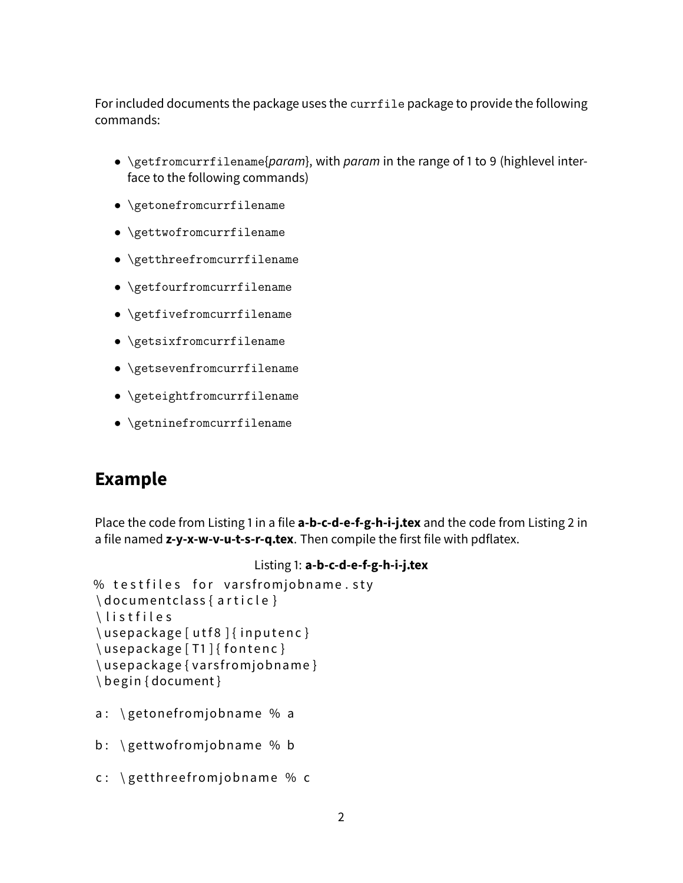For included documents the package uses the `currfile` package to provide the following commands:

- `\getfromcurrfilename{`*param*`}`, with *param* in the range of 1 to 9 (highlevel interface to the following commands)
- `\getonefromcurrfilename`
- `\gettwofromcurrfilename`
- `\getthreefromcurrfilename`
- `\getfourfromcurrfilename`
- `\getfivefromcurrfilename`
- `\getsixfromcurrfilename`
- `\getsevenfromcurrfilename`
- `\geteightfromcurrfilename`
- `\getninefromcurrfilename`

## Example

Place the code from Listing 1 in a file **a-b-c-d-e-f-g-h-i-j.tex** and the code from Listing 2 in a file named **z-y-x-w-v-u-t-s-r-q.tex**. Then compile the first file with pdflatex.

Listing 1: **a-b-c-d-e-f-g-h-i-j.tex**

```
% testfiles for varsfromjobname.sty
\documentclass{article}
\listfiles
\usepackage[utf8]{inputenc}
\usepackage[T1]{fontenc}
\usepackage{varsfromjobname}
\begin{document}

a: \getonefromjobname % a

b: \gettwofromjobname % b

c: \getthreefromjobname % c
```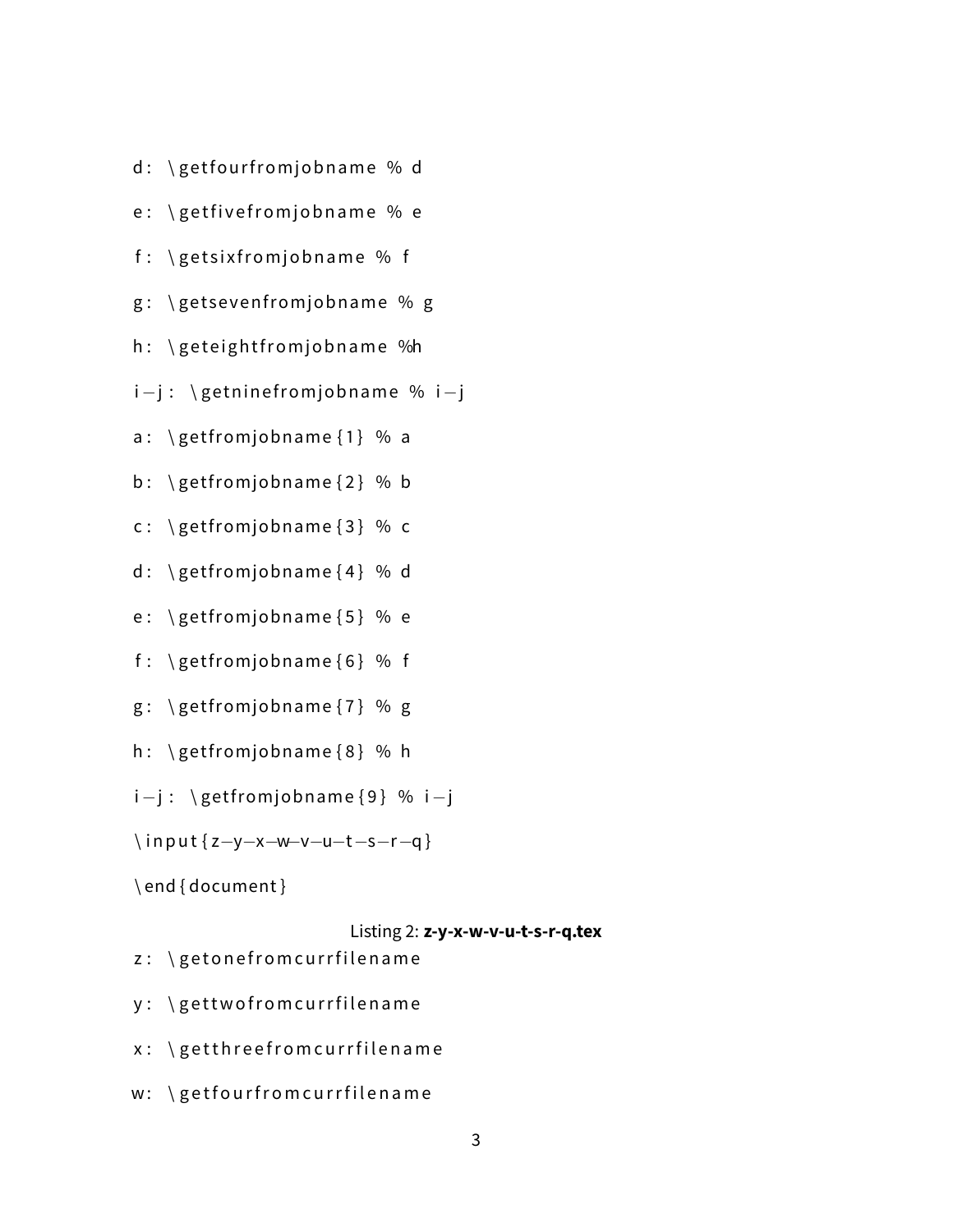```
d: \getfourfromjobname % d
e: \getfivefromjobname % e
f: \getsixfromjobname % f
g: \getsevenfromjobname % g
h: \geteightfromjobname %h
i-j: \getninefromjobname % i-j
a: \getfromjobname{1} % a
b: \getfromjobname{2} % b
c: \getfromjobname{3} % c
d: \getfromjobname{4} % d
e: \getfromjobname{5} % e
f: \getfromjobname{6} % f
g: \getfromjobname{7} % g
h: \getfromjobname{8} % h
i-j: \getfromjobname{9} % i-j
\input{z-y-x-w-v-u-t-s-r-q}
\end{document}
```

Listing 2: **z-y-x-w-v-u-t-s-r-q.tex**

```
z: \getonefromcurrfilename
y: \gettwofromcurrfilename
x: \getthreefromcurrfilename
w: \getfourfromcurrfilename
```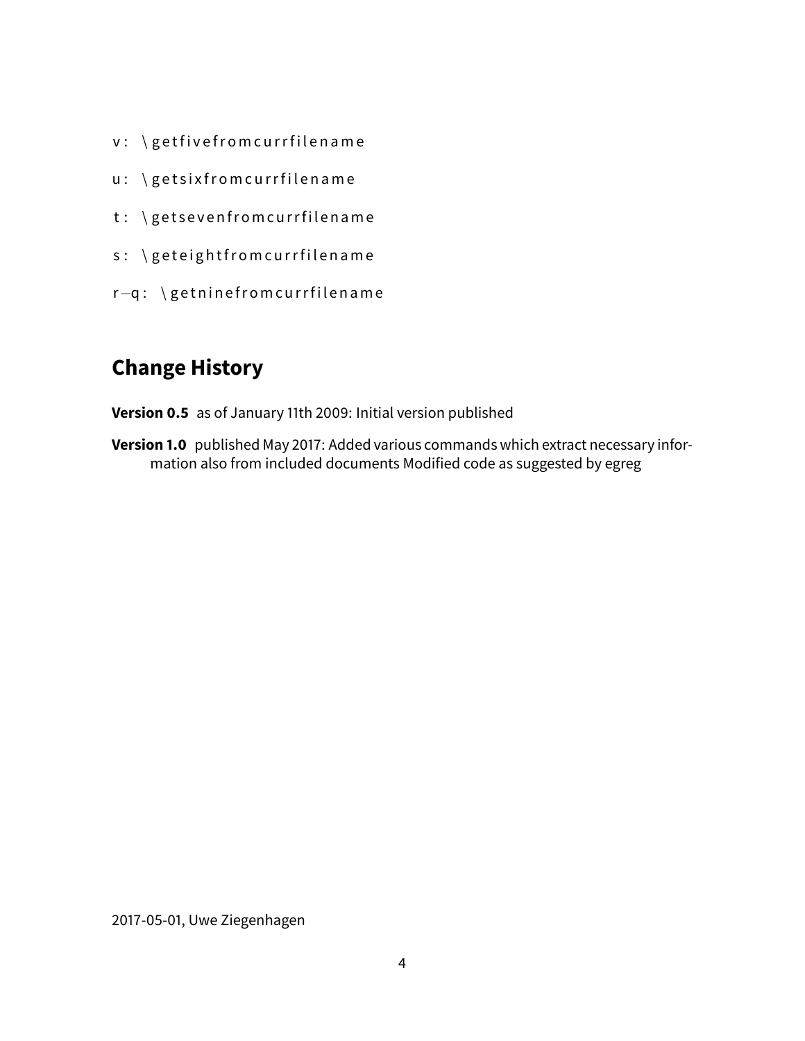v: \getfivefromcurrfilename

u: \getsixfromcurrfilename

t: \getsevenfromcurrfilename

s: \geteightfromcurrfilename

r–q: \getninefromcurrfilename

## Change History

**Version 0.5** as of January 11th 2009: Initial version published

**Version 1.0** published May 2017: Added various commands which extract necessary information also from included documents Modified code as suggested by egreg

2017-05-01, Uwe Ziegenhagen